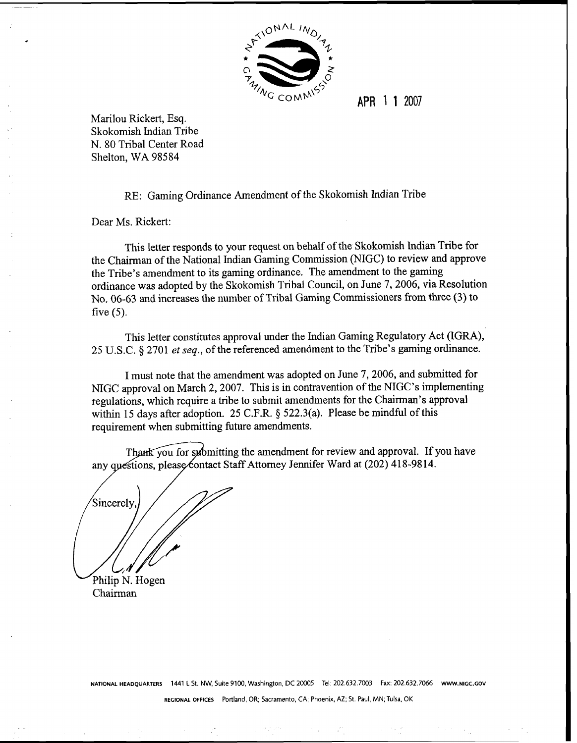NATIONAL INDIAN GAMING COMMISSION

APR 1 1 2007

Marilou Rickert, Esq.
Skokomish Indian Tribe
N. 80 Tribal Center Road
Shelton, WA 98584

RE: Gaming Ordinance Amendment of the Skokomish Indian Tribe

Dear Ms. Rickert:

This letter responds to your request on behalf of the Skokomish Indian Tribe for the Chairman of the National Indian Gaming Commission (NIGC) to review and approve the Tribe's amendment to its gaming ordinance. The amendment to the gaming ordinance was adopted by the Skokomish Tribal Council, on June 7, 2006, via Resolution No. 06-63 and increases the number of Tribal Gaming Commissioners from three (3) to five (5).

This letter constitutes approval under the Indian Gaming Regulatory Act (IGRA), 25 U.S.C. § 2701 *et seq*., of the referenced amendment to the Tribe's gaming ordinance.

I must note that the amendment was adopted on June 7, 2006, and submitted for NIGC approval on March 2, 2007. This is in contravention of the NIGC's implementing regulations, which require a tribe to submit amendments for the Chairman's approval within 15 days after adoption. 25 C.F.R. § 522.3(a). Please be mindful of this requirement when submitting future amendments.

Thank you for submitting the amendment for review and approval. If you have any questions, please contact Staff Attorney Jennifer Ward at (202) 418-9814.

Sincerely,

Philip N. Hogen
Chairman

NATIONAL HEADQUARTERS 1441 L St. NW, Suite 9100, Washington, DC 20005 Tel: 202.632.7003 Fax: 202.632.7066 WWW.NIGC.GOV

REGIONAL OFFICES Portland, OR; Sacramento, CA; Phoenix, AZ; St. Paul, MN; Tulsa, OK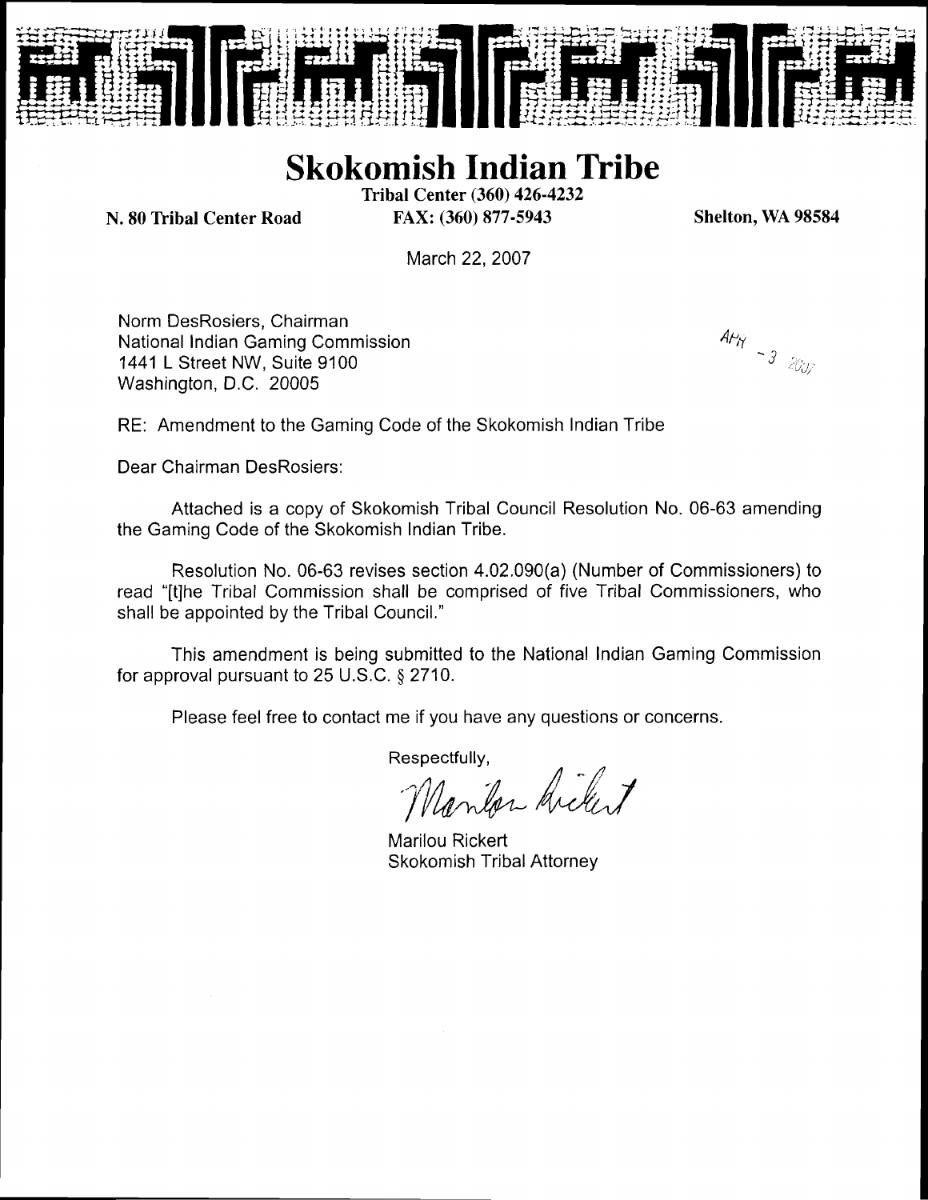# Skokomish Indian Tribe

**N. 80 Tribal Center Road** — **Tribal Center (360) 426-4232** — **FAX: (360) 877-5943** — **Shelton, WA 98584**

March 22, 2007

Norm DesRosiers, Chairman
National Indian Gaming Commission
1441 L Street NW, Suite 9100
Washington, D.C. 20005

APR - 3 2007

RE: Amendment to the Gaming Code of the Skokomish Indian Tribe

Dear Chairman DesRosiers:

Attached is a copy of Skokomish Tribal Council Resolution No. 06-63 amending the Gaming Code of the Skokomish Indian Tribe.

Resolution No. 06-63 revises section 4.02.090(a) (Number of Commissioners) to read "[t]he Tribal Commission shall be comprised of five Tribal Commissioners, who shall be appointed by the Tribal Council."

This amendment is being submitted to the National Indian Gaming Commission for approval pursuant to 25 U.S.C. § 2710.

Please feel free to contact me if you have any questions or concerns.

Respectfully,

Marilou Rickert

Marilou Rickert
Skokomish Tribal Attorney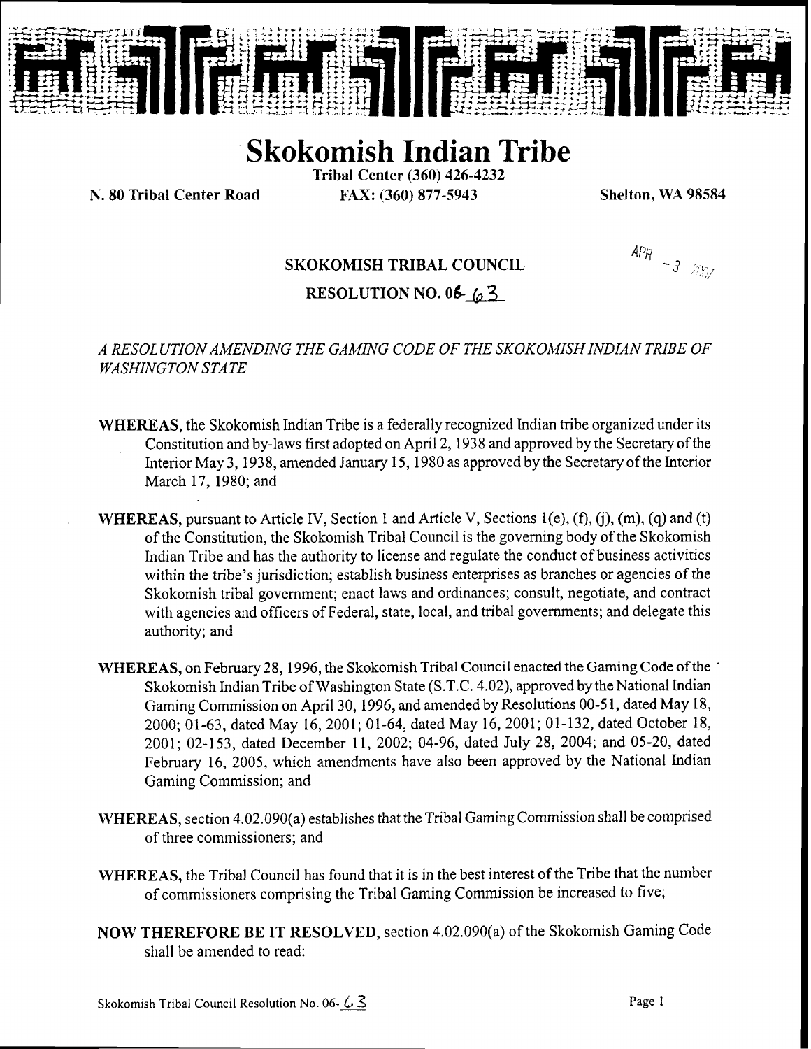# Skokomish Indian Tribe

Tribal Center (360) 426-4232

N. 80 Tribal Center Road FAX: (360) 877-5943 Shelton, WA 98584

APR -3 2007

## SKOKOMISH TRIBAL COUNCIL

## RESOLUTION NO. 06-63

*A RESOLUTION AMENDING THE GAMING CODE OF THE SKOKOMISH INDIAN TRIBE OF WASHINGTON STATE*

**WHEREAS**, the Skokomish Indian Tribe is a federally recognized Indian tribe organized under its Constitution and by-laws first adopted on April 2, 1938 and approved by the Secretary of the Interior May 3, 1938, amended January 15, 1980 as approved by the Secretary of the Interior March 17, 1980; and

**WHEREAS**, pursuant to Article IV, Section 1 and Article V, Sections 1(e), (f), (j), (m), (q) and (t) of the Constitution, the Skokomish Tribal Council is the governing body of the Skokomish Indian Tribe and has the authority to license and regulate the conduct of business activities within the tribe's jurisdiction; establish business enterprises as branches or agencies of the Skokomish tribal government; enact laws and ordinances; consult, negotiate, and contract with agencies and officers of Federal, state, local, and tribal governments; and delegate this authority; and

**WHEREAS,** on February 28, 1996, the Skokomish Tribal Council enacted the Gaming Code of the Skokomish Indian Tribe of Washington State (S.T.C. 4.02), approved by the National Indian Gaming Commission on April 30, 1996, and amended by Resolutions 00-51, dated May 18, 2000; 01-63, dated May 16, 2001; 01-64, dated May 16, 2001; 01-132, dated October 18, 2001; 02-153, dated December 11, 2002; 04-96, dated July 28, 2004; and 05-20, dated February 16, 2005, which amendments have also been approved by the National Indian Gaming Commission; and

**WHEREAS,** section 4.02.090(a) establishes that the Tribal Gaming Commission shall be comprised of three commissioners; and

**WHEREAS,** the Tribal Council has found that it is in the best interest of the Tribe that the number of commissioners comprising the Tribal Gaming Commission be increased to five;

**NOW THEREFORE BE IT RESOLVED**, section 4.02.090(a) of the Skokomish Gaming Code shall be amended to read: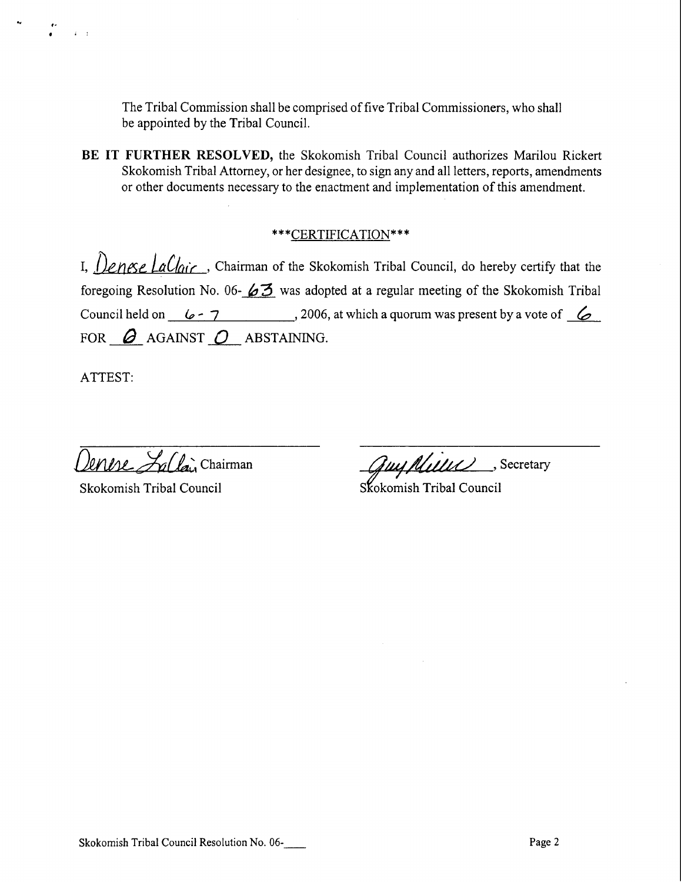The Tribal Commission shall be comprised of five Tribal Commissioners, who shall be appointed by the Tribal Council.

**BE IT FURTHER RESOLVED,** the Skokomish Tribal Council authorizes Marilou Rickert Skokomish Tribal Attorney, or her designee, to sign any and all letters, reports, amendments or other documents necessary to the enactment and implementation of this amendment.

***CERTIFICATION***

I, Denese LaClair, Chairman of the Skokomish Tribal Council, do hereby certify that the foregoing Resolution No. 06-63 was adopted at a regular meeting of the Skokomish Tribal Council held on 6-7, 2006, at which a quorum was present by a vote of 6 FOR 0 AGAINST 0 ABSTAINING.

ATTEST:

Denese LaClair, Chairman
Skokomish Tribal Council

Guy Miller, Secretary
Skokomish Tribal Council

Skokomish Tribal Council Resolution No. 06-____